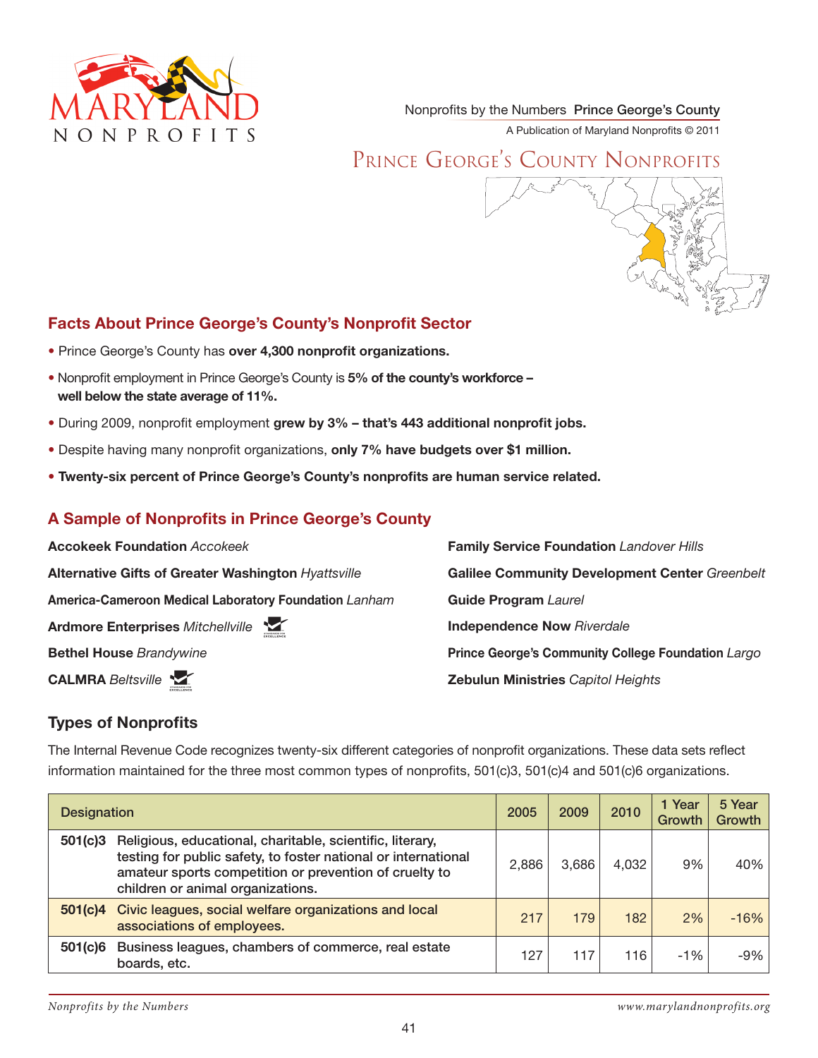Nonprofits by the Numbers **Prince George's County**

A Publication of Maryland Nonprofits © 2011

# Prince George's County Nonprofits

## Facts About Prince George's County's Nonprofit Sector

- Prince George's County has **over 4,300 nonprofit organizations.**
- Nonprofit employment in Prince George's County is **5% of the county's workforce – well below the state average of 11%.**
- During 2009, nonprofit employment **grew by 3% – that's 443 additional nonprofit jobs.**
- Despite having many nonprofit organizations, **only 7% have budgets over $1 million.**
- **Twenty-six percent of Prince George's County's nonprofits are human service related.**

## A Sample of Nonprofits in Prince George's County

**Accokeek Foundation** *Accokeek*

**Alternative Gifts of Greater Washington** *Hyattsville*

**America-Cameroon Medical Laboratory Foundation** *Lanham*

**Ardmore Enterprises** *Mitchellville*

**Bethel House** *Brandywine*

**CALMRA** *Beltsville*

**Family Service Foundation** *Landover Hills*

**Galilee Community Development Center** *Greenbelt*

**Guide Program** *Laurel*

**Independence Now** *Riverdale*

**Prince George's Community College Foundation** *Largo*

**Zebulun Ministries** *Capitol Heights*

## Types of Nonprofits

The Internal Revenue Code recognizes twenty-six different categories of nonprofit organizations. These data sets reflect information maintained for the three most common types of nonprofits, 501(c)3, 501(c)4 and 501(c)6 organizations.

| Designation | | 2005 | 2009 | 2010 | 1 Year Growth | 5 Year Growth |
|---|---|---|---|---|---|---|
| 501(c)3 | Religious, educational, charitable, scientific, literary, testing for public safety, to foster national or international amateur sports competition or prevention of cruelty to children or animal organizations. | 2,886 | 3,686 | 4,032 | 9% | 40% |
| 501(c)4 | Civic leagues, social welfare organizations and local associations of employees. | 217 | 179 | 182 | 2% | -16% |
| 501(c)6 | Business leagues, chambers of commerce, real estate boards, etc. | 127 | 117 | 116 | -1% | -9% |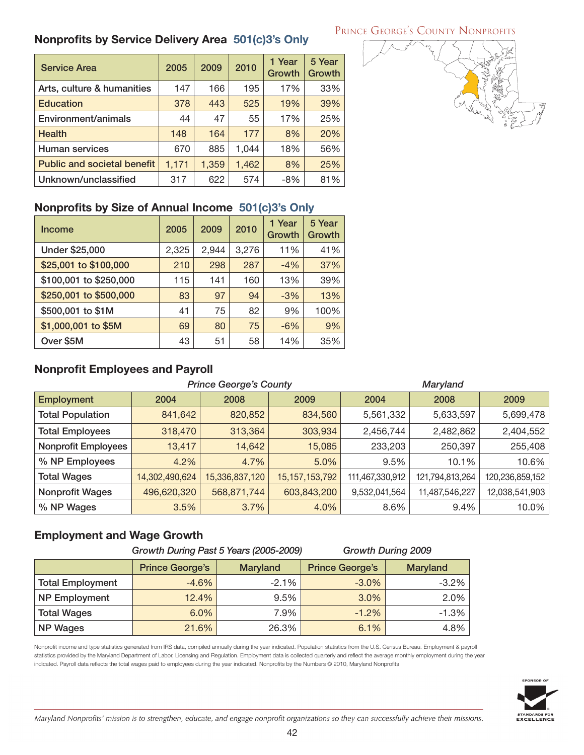Prince George's County Nonprofits

## Nonprofits by Service Delivery Area 501(c)3's Only

| Service Area | 2005 | 2009 | 2010 | 1 Year Growth | 5 Year Growth |
|---|---|---|---|---|---|
| Arts, culture & humanities | 147 | 166 | 195 | 17% | 33% |
| Education | 378 | 443 | 525 | 19% | 39% |
| Environment/animals | 44 | 47 | 55 | 17% | 25% |
| Health | 148 | 164 | 177 | 8% | 20% |
| Human services | 670 | 885 | 1,044 | 18% | 56% |
| Public and societal benefit | 1,171 | 1,359 | 1,462 | 8% | 25% |
| Unknown/unclassified | 317 | 622 | 574 | -8% | 81% |

## Nonprofits by Size of Annual Income 501(c)3's Only

| Income | 2005 | 2009 | 2010 | 1 Year Growth | 5 Year Growth |
|---|---|---|---|---|---|
| Under $25,000 | 2,325 | 2,944 | 3,276 | 11% | 41% |
| $25,001 to $100,000 | 210 | 298 | 287 | -4% | 37% |
| $100,001 to $250,000 | 115 | 141 | 160 | 13% | 39% |
| $250,001 to $500,000 | 83 | 97 | 94 | -3% | 13% |
| $500,001 to $1M | 41 | 75 | 82 | 9% | 100% |
| $1,000,001 to $5M | 69 | 80 | 75 | -6% | 9% |
| Over $5M | 43 | 51 | 58 | 14% | 35% |

## Nonprofit Employees and Payroll

| | *Prince George's County* | | | *Maryland* | | |
|---|---|---|---|---|---|---|
| Employment | 2004 | 2008 | 2009 | 2004 | 2008 | 2009 |
| Total Population | 841,642 | 820,852 | 834,560 | 5,561,332 | 5,633,597 | 5,699,478 |
| Total Employees | 318,470 | 313,364 | 303,934 | 2,456,744 | 2,482,862 | 2,404,552 |
| Nonprofit Employees | 13,417 | 14,642 | 15,085 | 233,203 | 250,397 | 255,408 |
| % NP Employees | 4.2% | 4.7% | 5.0% | 9.5% | 10.1% | 10.6% |
| Total Wages | 14,302,490,624 | 15,336,837,120 | 15,157,153,792 | 111,467,330,912 | 121,794,813,264 | 120,236,859,152 |
| Nonprofit Wages | 496,620,320 | 568,871,744 | 603,843,200 | 9,532,041,564 | 11,487,546,227 | 12,038,541,903 |
| % NP Wages | 3.5% | 3.7% | 4.0% | 8.6% | 9.4% | 10.0% |

## Employment and Wage Growth

| | *Growth During Past 5 Years (2005-2009)* | | *Growth During 2009* | |
|---|---|---|---|---|
| | Prince George's | Maryland | Prince George's | Maryland |
| Total Employment | -4.6% | -2.1% | -3.0% | -3.2% |
| NP Employment | 12.4% | 9.5% | 3.0% | 2.0% |
| Total Wages | 6.0% | 7.9% | -1.2% | -1.3% |
| NP Wages | 21.6% | 26.3% | 6.1% | 4.8% |

Nonprofit income and type statistics generated from IRS data, compiled annually during the year indicated. Population statistics from the U.S. Census Bureau. Employment & payroll statistics provided by the Maryland Department of Labor, Licensing and Regulation. Employment data is collected quarterly and reflect the average monthly employment during the year indicated. Payroll data reflects the total wages paid to employees during the year indicated. Nonprofits by the Numbers © 2010, Maryland Nonprofits

*Maryland Nonprofits' mission is to strengthen, educate, and engage nonprofit organizations so they can successfully achieve their missions.*